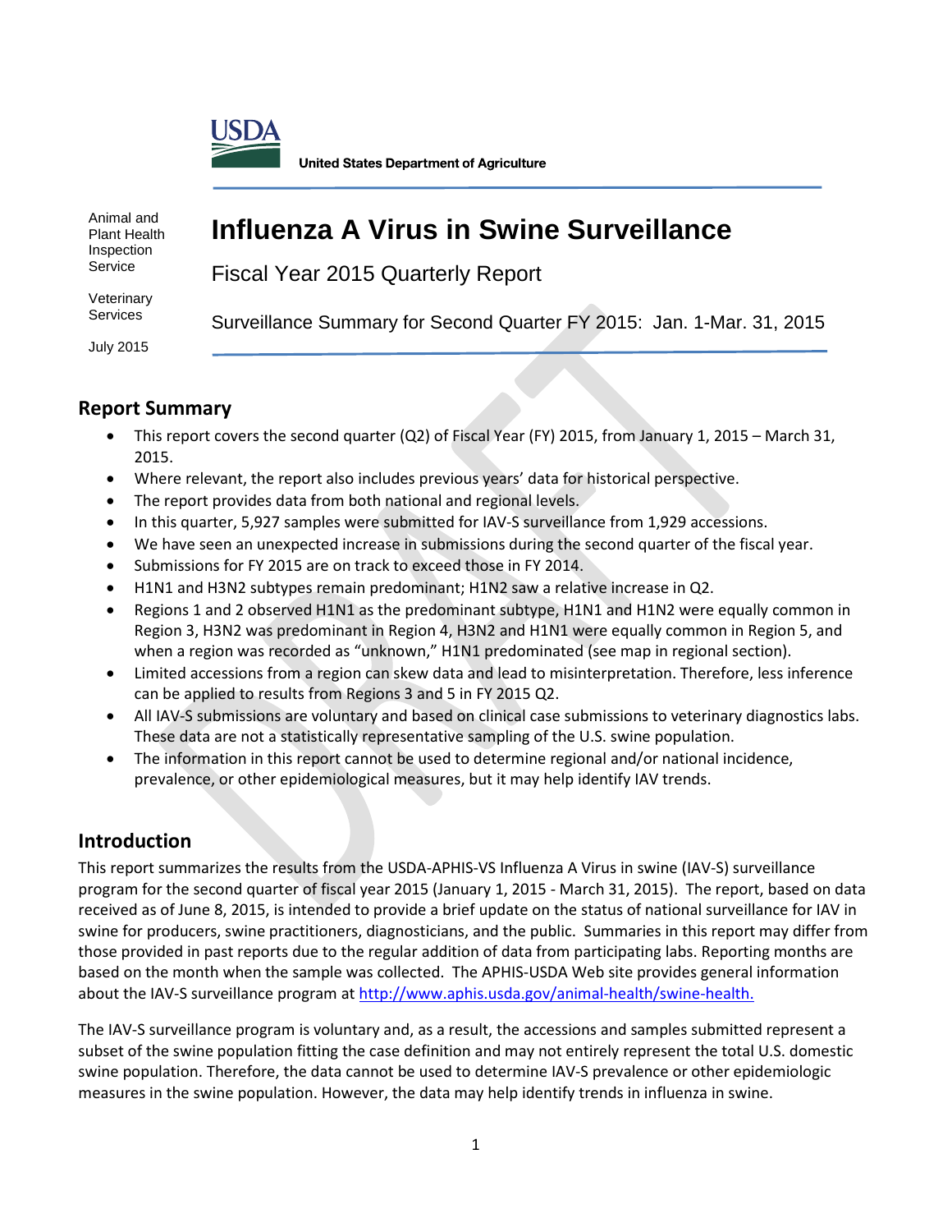USDA

United States Department of Agriculture

Animal and Plant Health Inspection Service

Veterinary Services

July 2015

# Influenza A Virus in Swine Surveillance

Fiscal Year 2015 Quarterly Report

Surveillance Summary for Second Quarter FY 2015: Jan. 1-Mar. 31, 2015

## Report Summary

- This report covers the second quarter (Q2) of Fiscal Year (FY) 2015, from January 1, 2015 – March 31, 2015.
- Where relevant, the report also includes previous years' data for historical perspective.
- The report provides data from both national and regional levels.
- In this quarter, 5,927 samples were submitted for IAV-S surveillance from 1,929 accessions.
- We have seen an unexpected increase in submissions during the second quarter of the fiscal year.
- Submissions for FY 2015 are on track to exceed those in FY 2014.
- H1N1 and H3N2 subtypes remain predominant; H1N2 saw a relative increase in Q2.
- Regions 1 and 2 observed H1N1 as the predominant subtype, H1N1 and H1N2 were equally common in Region 3, H3N2 was predominant in Region 4, H3N2 and H1N1 were equally common in Region 5, and when a region was recorded as "unknown," H1N1 predominated (see map in regional section).
- Limited accessions from a region can skew data and lead to misinterpretation. Therefore, less inference can be applied to results from Regions 3 and 5 in FY 2015 Q2.
- All IAV-S submissions are voluntary and based on clinical case submissions to veterinary diagnostics labs. These data are not a statistically representative sampling of the U.S. swine population.
- The information in this report cannot be used to determine regional and/or national incidence, prevalence, or other epidemiological measures, but it may help identify IAV trends.

## Introduction

This report summarizes the results from the USDA-APHIS-VS Influenza A Virus in swine (IAV-S) surveillance program for the second quarter of fiscal year 2015 (January 1, 2015 - March 31, 2015). The report, based on data received as of June 8, 2015, is intended to provide a brief update on the status of national surveillance for IAV in swine for producers, swine practitioners, diagnosticians, and the public. Summaries in this report may differ from those provided in past reports due to the regular addition of data from participating labs. Reporting months are based on the month when the sample was collected. The APHIS-USDA Web site provides general information about the IAV-S surveillance program at http://www.aphis.usda.gov/animal-health/swine-health.

The IAV-S surveillance program is voluntary and, as a result, the accessions and samples submitted represent a subset of the swine population fitting the case definition and may not entirely represent the total U.S. domestic swine population. Therefore, the data cannot be used to determine IAV-S prevalence or other epidemiologic measures in the swine population. However, the data may help identify trends in influenza in swine.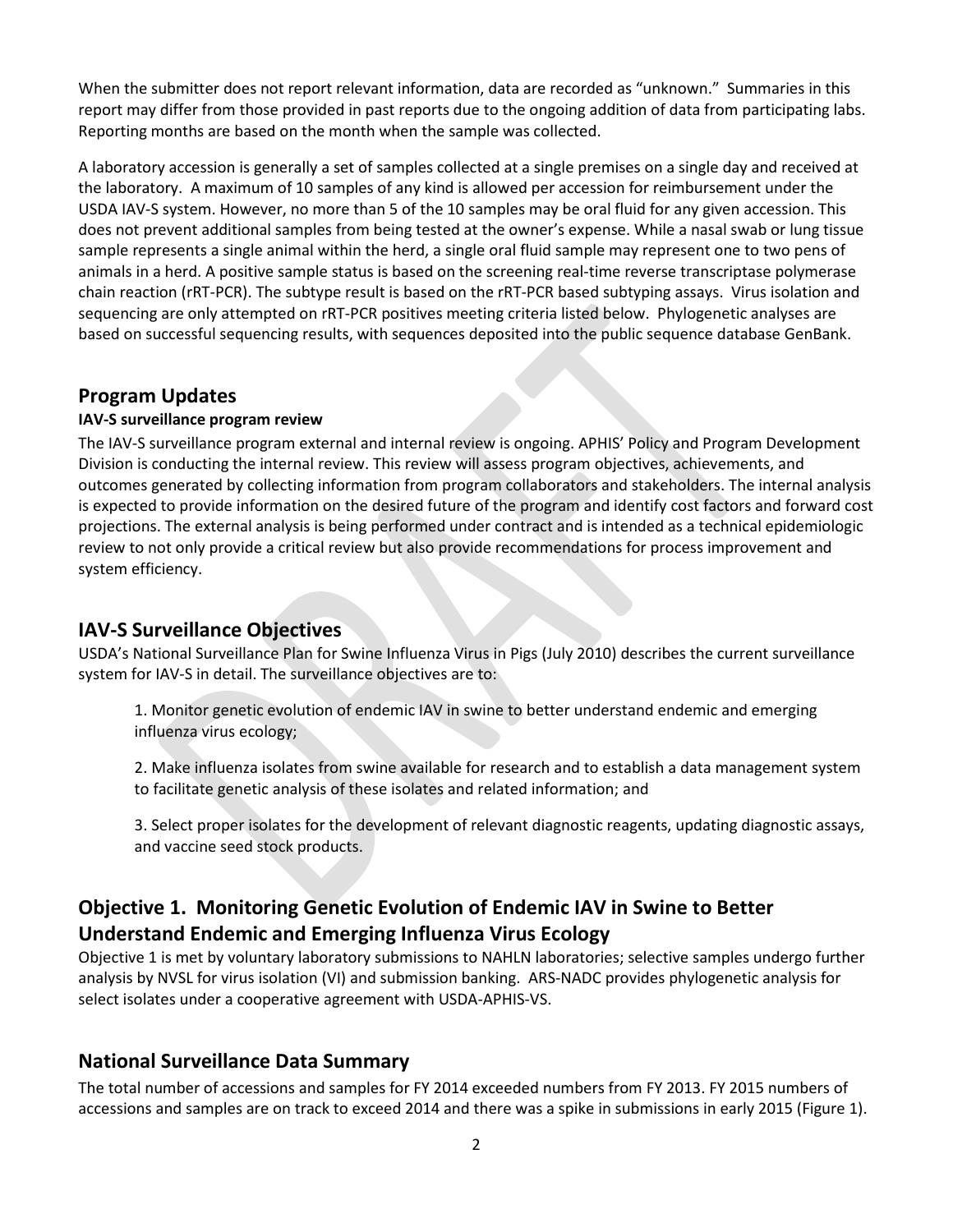When the submitter does not report relevant information, data are recorded as "unknown." Summaries in this report may differ from those provided in past reports due to the ongoing addition of data from participating labs. Reporting months are based on the month when the sample was collected.

A laboratory accession is generally a set of samples collected at a single premises on a single day and received at the laboratory. A maximum of 10 samples of any kind is allowed per accession for reimbursement under the USDA IAV-S system. However, no more than 5 of the 10 samples may be oral fluid for any given accession. This does not prevent additional samples from being tested at the owner's expense. While a nasal swab or lung tissue sample represents a single animal within the herd, a single oral fluid sample may represent one to two pens of animals in a herd. A positive sample status is based on the screening real-time reverse transcriptase polymerase chain reaction (rRT-PCR). The subtype result is based on the rRT-PCR based subtyping assays. Virus isolation and sequencing are only attempted on rRT-PCR positives meeting criteria listed below. Phylogenetic analyses are based on successful sequencing results, with sequences deposited into the public sequence database GenBank.

## Program Updates

**IAV-S surveillance program review**

The IAV-S surveillance program external and internal review is ongoing. APHIS' Policy and Program Development Division is conducting the internal review. This review will assess program objectives, achievements, and outcomes generated by collecting information from program collaborators and stakeholders. The internal analysis is expected to provide information on the desired future of the program and identify cost factors and forward cost projections. The external analysis is being performed under contract and is intended as a technical epidemiologic review to not only provide a critical review but also provide recommendations for process improvement and system efficiency.

## IAV-S Surveillance Objectives

USDA's National Surveillance Plan for Swine Influenza Virus in Pigs (July 2010) describes the current surveillance system for IAV-S in detail. The surveillance objectives are to:

1. Monitor genetic evolution of endemic IAV in swine to better understand endemic and emerging influenza virus ecology;

2. Make influenza isolates from swine available for research and to establish a data management system to facilitate genetic analysis of these isolates and related information; and

3. Select proper isolates for the development of relevant diagnostic reagents, updating diagnostic assays, and vaccine seed stock products.

## Objective 1. Monitoring Genetic Evolution of Endemic IAV in Swine to Better Understand Endemic and Emerging Influenza Virus Ecology

Objective 1 is met by voluntary laboratory submissions to NAHLN laboratories; selective samples undergo further analysis by NVSL for virus isolation (VI) and submission banking. ARS-NADC provides phylogenetic analysis for select isolates under a cooperative agreement with USDA-APHIS-VS.

## National Surveillance Data Summary

The total number of accessions and samples for FY 2014 exceeded numbers from FY 2013. FY 2015 numbers of accessions and samples are on track to exceed 2014 and there was a spike in submissions in early 2015 (Figure 1).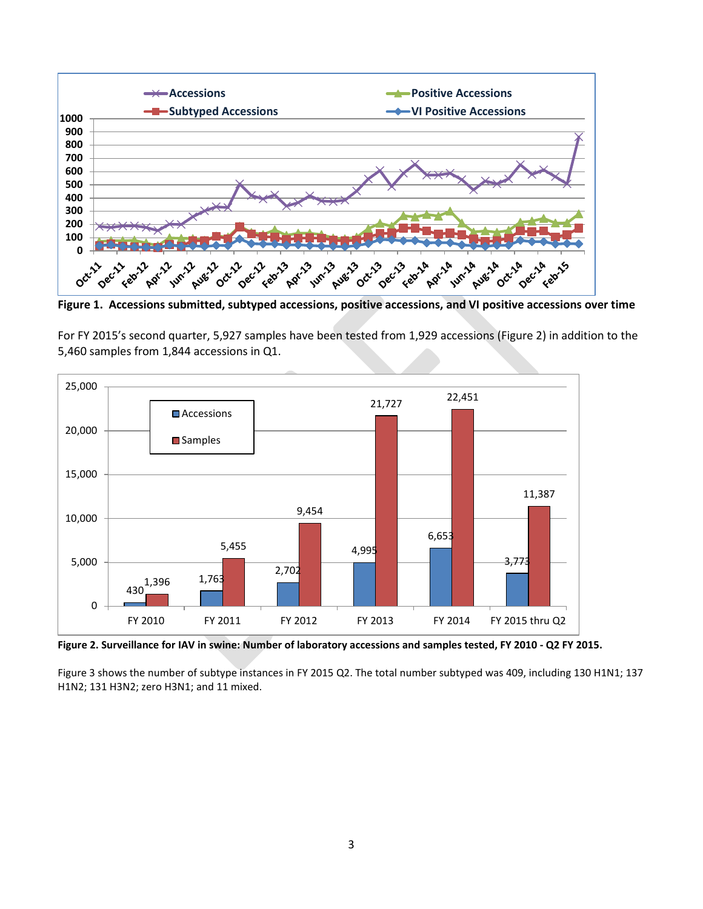**Figure 1. Accessions submitted, subtyped accessions, positive accessions, and VI positive accessions over time**

For FY 2015's second quarter, 5,927 samples have been tested from 1,929 accessions (Figure 2) in addition to the 5,460 samples from 1,844 accessions in Q1.

**Figure 2. Surveillance for IAV in swine: Number of laboratory accessions and samples tested, FY 2010 - Q2 FY 2015.**

Figure 3 shows the number of subtype instances in FY 2015 Q2. The total number subtyped was 409, including 130 H1N1; 137 H1N2; 131 H3N2; zero H3N1; and 11 mixed.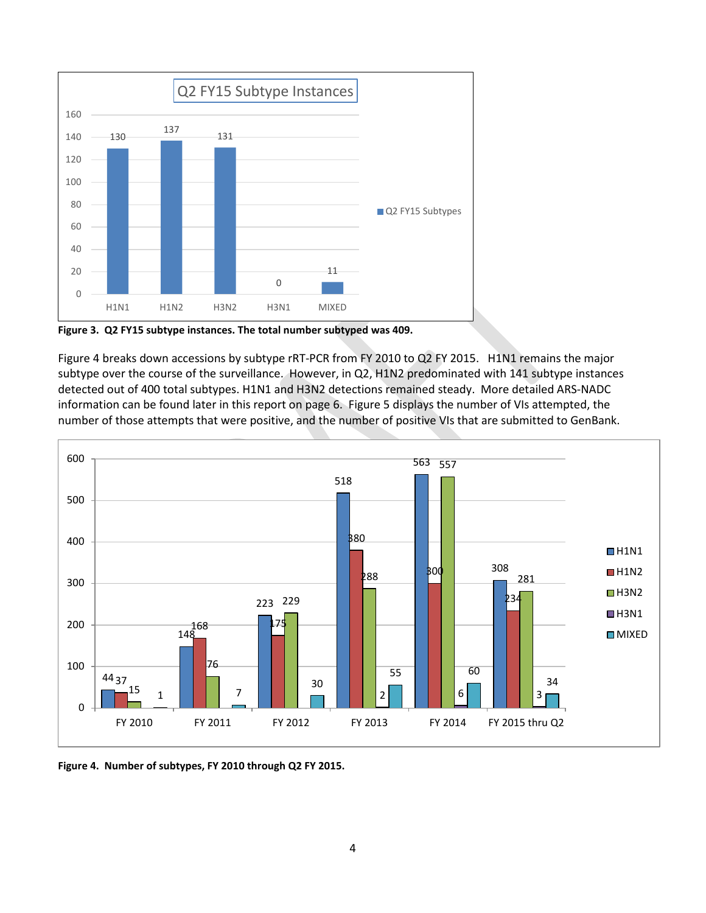**Figure 3. Q2 FY15 subtype instances. The total number subtyped was 409.**

Figure 4 breaks down accessions by subtype rRT-PCR from FY 2010 to Q2 FY 2015. H1N1 remains the major subtype over the course of the surveillance. However, in Q2, H1N2 predominated with 141 subtype instances detected out of 400 total subtypes. H1N1 and H3N2 detections remained steady. More detailed ARS-NADC information can be found later in this report on page 6. Figure 5 displays the number of VIs attempted, the number of those attempts that were positive, and the number of positive VIs that are submitted to GenBank.

**Figure 4. Number of subtypes, FY 2010 through Q2 FY 2015.**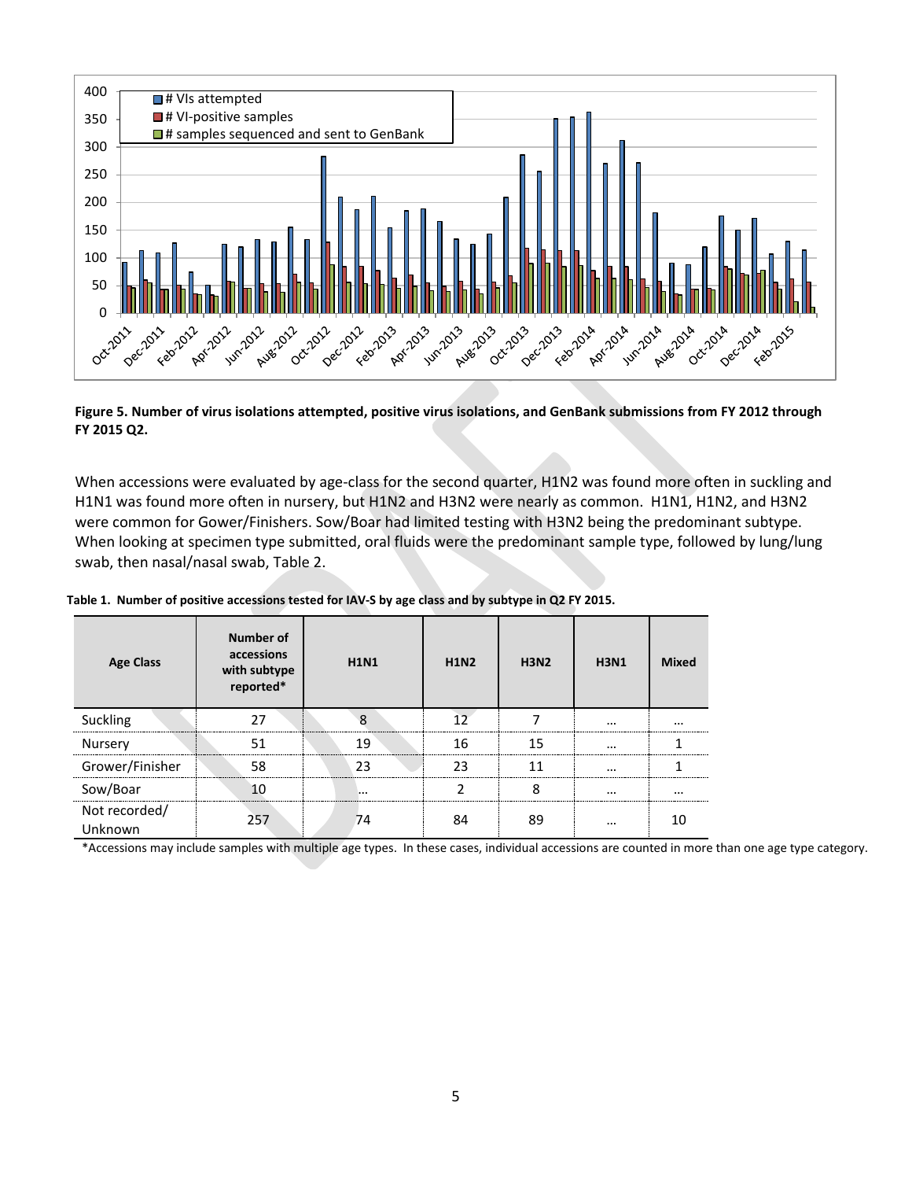**Figure 5. Number of virus isolations attempted, positive virus isolations, and GenBank submissions from FY 2012 through FY 2015 Q2.**

When accessions were evaluated by age-class for the second quarter, H1N2 was found more often in suckling and H1N1 was found more often in nursery, but H1N2 and H3N2 were nearly as common. H1N1, H1N2, and H3N2 were common for Gower/Finishers. Sow/Boar had limited testing with H3N2 being the predominant subtype. When looking at specimen type submitted, oral fluids were the predominant sample type, followed by lung/lung swab, then nasal/nasal swab, Table 2.

**Table 1. Number of positive accessions tested for IAV-S by age class and by subtype in Q2 FY 2015.**

| Age Class | Number of accessions with subtype reported* | H1N1 | H1N2 | H3N2 | H3N1 | Mixed |
|---|---|---|---|---|---|---|
| Suckling | 27 | 8 | 12 | 7 | … | … |
| Nursery | 51 | 19 | 16 | 15 | … | 1 |
| Grower/Finisher | 58 | 23 | 23 | 11 | … | 1 |
| Sow/Boar | 10 | … | 2 | 8 | … | … |
| Not recorded/ Unknown | 257 | 74 | 84 | 89 | … | 10 |

*Accessions may include samples with multiple age types. In these cases, individual accessions are counted in more than one age type category.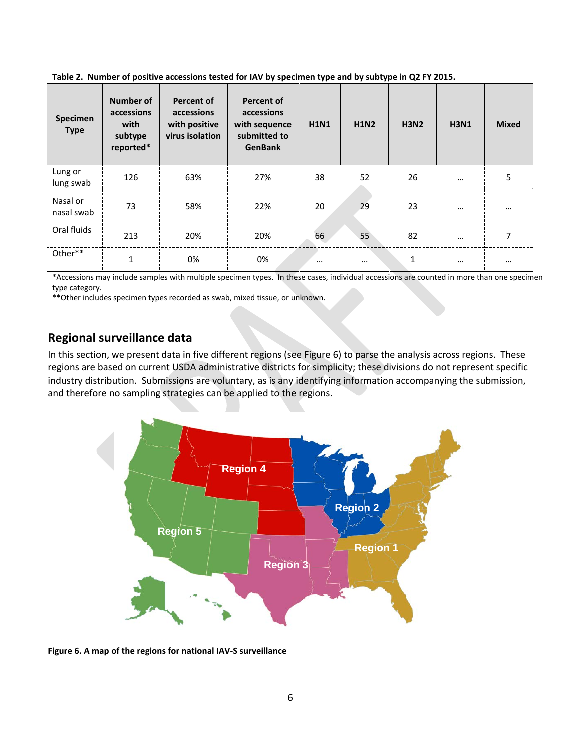**Table 2. Number of positive accessions tested for IAV by specimen type and by subtype in Q2 FY 2015.**

| Specimen Type | Number of accessions with subtype reported* | Percent of accessions with positive virus isolation | Percent of accessions with sequence submitted to GenBank | H1N1 | H1N2 | H3N2 | H3N1 | Mixed |
|---|---|---|---|---|---|---|---|---|
| Lung or lung swab | 126 | 63% | 27% | 38 | 52 | 26 | … | 5 |
| Nasal or nasal swab | 73 | 58% | 22% | 20 | 29 | 23 | … | … |
| Oral fluids | 213 | 20% | 20% | 66 | 55 | 82 | … | 7 |
| Other** | 1 | 0% | 0% | … | … | 1 | … | … |

*Accessions may include samples with multiple specimen types. In these cases, individual accessions are counted in more than one specimen type category.
**Other includes specimen types recorded as swab, mixed tissue, or unknown.

## Regional surveillance data

In this section, we present data in five different regions (see Figure 6) to parse the analysis across regions. These regions are based on current USDA administrative districts for simplicity; these divisions do not represent specific industry distribution. Submissions are voluntary, as is any identifying information accompanying the submission, and therefore no sampling strategies can be applied to the regions.

**Figure 6. A map of the regions for national IAV-S surveillance**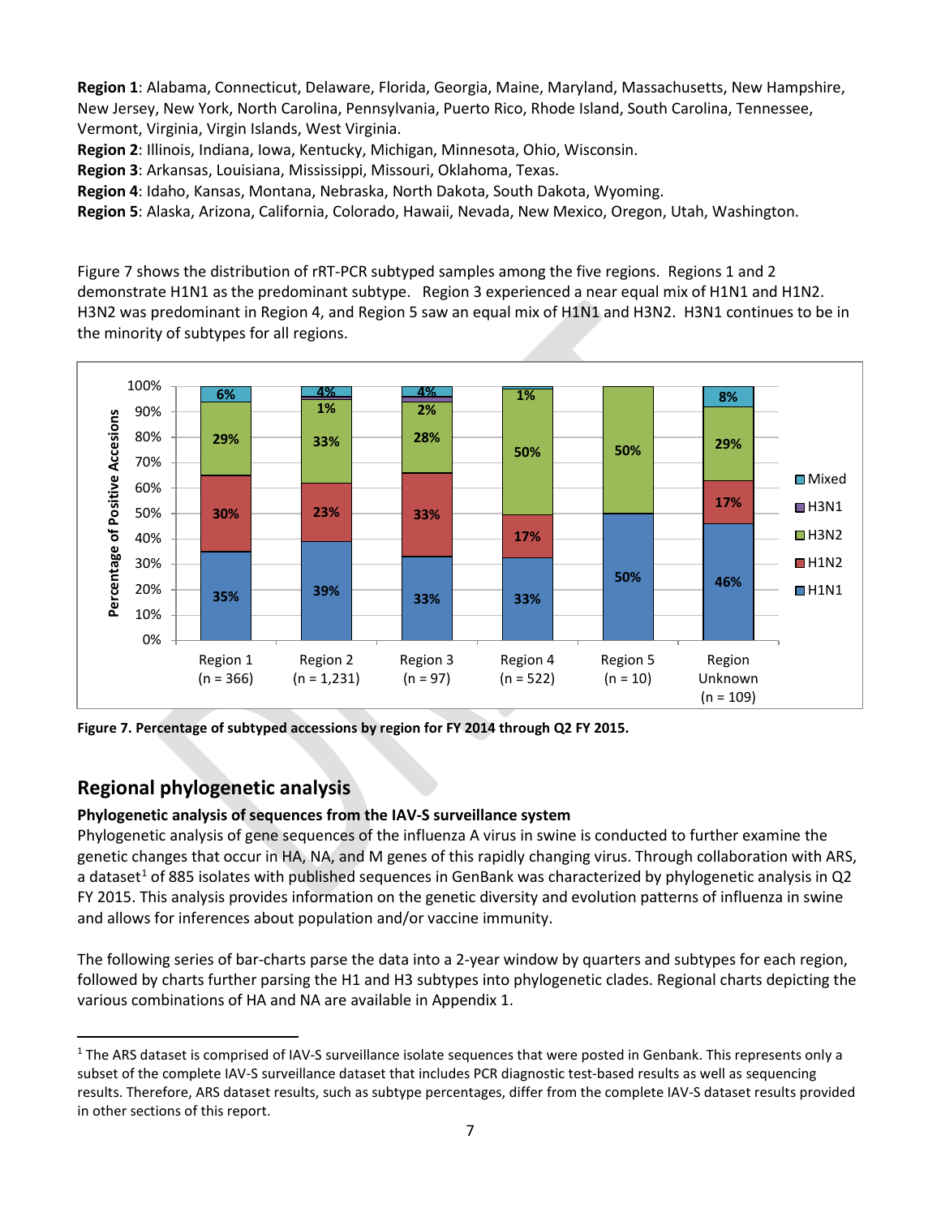**Region 1**: Alabama, Connecticut, Delaware, Florida, Georgia, Maine, Maryland, Massachusetts, New Hampshire, New Jersey, New York, North Carolina, Pennsylvania, Puerto Rico, Rhode Island, South Carolina, Tennessee, Vermont, Virginia, Virgin Islands, West Virginia.
**Region 2**: Illinois, Indiana, Iowa, Kentucky, Michigan, Minnesota, Ohio, Wisconsin.
**Region 3**: Arkansas, Louisiana, Mississippi, Missouri, Oklahoma, Texas.
**Region 4**: Idaho, Kansas, Montana, Nebraska, North Dakota, South Dakota, Wyoming.
**Region 5**: Alaska, Arizona, California, Colorado, Hawaii, Nevada, New Mexico, Oregon, Utah, Washington.

Figure 7 shows the distribution of rRT-PCR subtyped samples among the five regions. Regions 1 and 2 demonstrate H1N1 as the predominant subtype. Region 3 experienced a near equal mix of H1N1 and H1N2. H3N2 was predominant in Region 4, and Region 5 saw an equal mix of H1N1 and H3N2. H3N1 continues to be in the minority of subtypes for all regions.

| Percentage of Positive Accessions | Region 1 (n = 366) | Region 2 (n = 1,231) | Region 3 (n = 97) | Region 4 (n = 522) | Region 5 (n = 10) | Region Unknown (n = 109) |
|---|---|---|---|---|---|---|
| Mixed | 6% | 4% | 4% | | | 8% |
| H3N1 | | 1% | 2% | | | |
| H3N2 | 29% | 33% | 28% | 50% | 50% | 29% |
| H1N2 | 30% | 23% | 33% | 17% | | 17% |
| H1N1 | 35% | 39% | 33% | 33% | 50% | 46% |

Note: Region 4 also shows a 1% label at the top of the bar.

**Figure 7. Percentage of subtyped accessions by region for FY 2014 through Q2 FY 2015.**

## Regional phylogenetic analysis

### Phylogenetic analysis of sequences from the IAV-S surveillance system

Phylogenetic analysis of gene sequences of the influenza A virus in swine is conducted to further examine the genetic changes that occur in HA, NA, and M genes of this rapidly changing virus. Through collaboration with ARS, a dataset[1] of 885 isolates with published sequences in GenBank was characterized by phylogenetic analysis in Q2 FY 2015. This analysis provides information on the genetic diversity and evolution patterns of influenza in swine and allows for inferences about population and/or vaccine immunity.

The following series of bar-charts parse the data into a 2-year window by quarters and subtypes for each region, followed by charts further parsing the H1 and H3 subtypes into phylogenetic clades. Regional charts depicting the various combinations of HA and NA are available in Appendix 1.

---

[1] The ARS dataset is comprised of IAV-S surveillance isolate sequences that were posted in Genbank. This represents only a subset of the complete IAV-S surveillance dataset that includes PCR diagnostic test-based results as well as sequencing results. Therefore, ARS dataset results, such as subtype percentages, differ from the complete IAV-S dataset results provided in other sections of this report.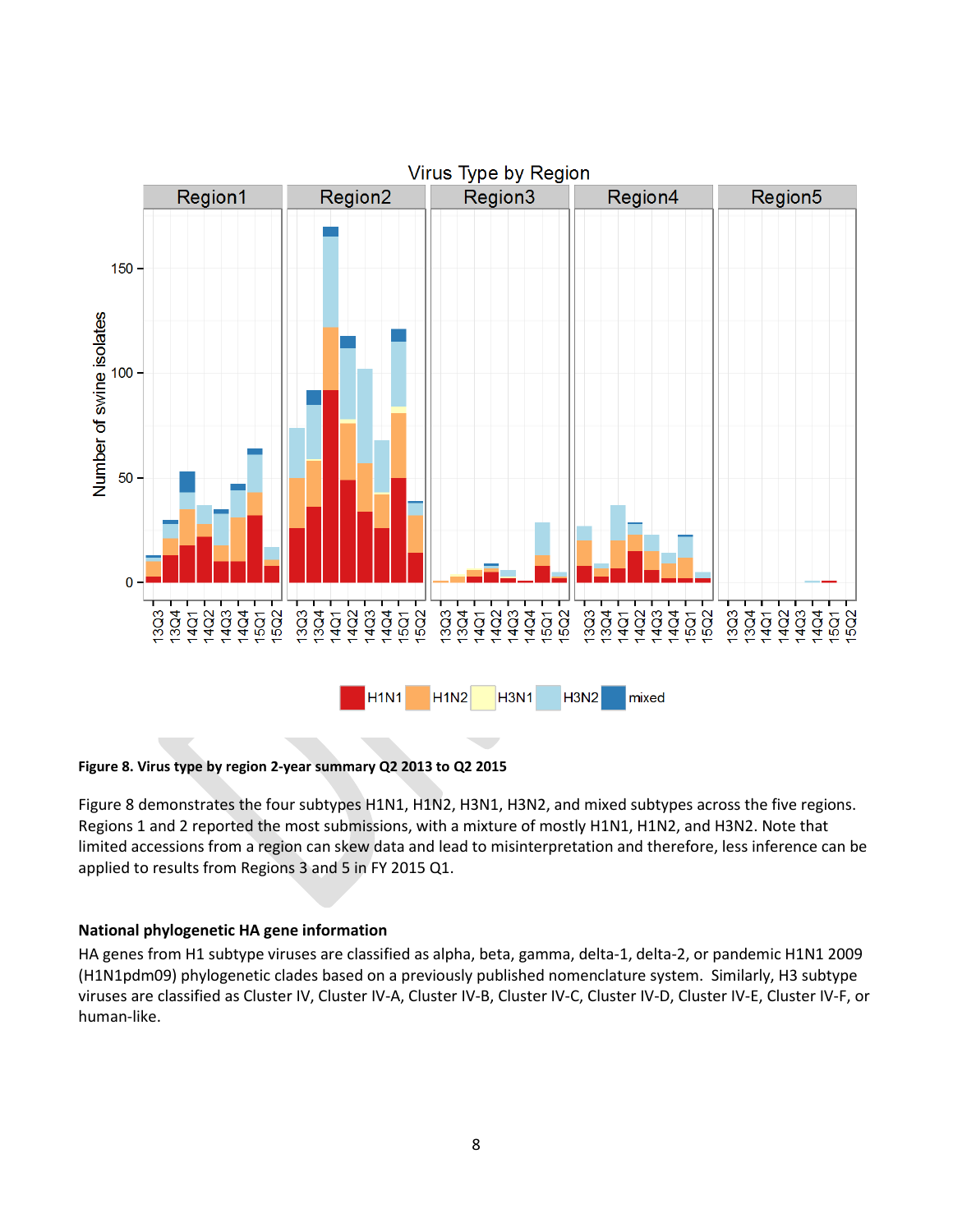**Figure 8. Virus type by region 2-year summary Q2 2013 to Q2 2015**

Figure 8 demonstrates the four subtypes H1N1, H1N2, H3N1, H3N2, and mixed subtypes across the five regions. Regions 1 and 2 reported the most submissions, with a mixture of mostly H1N1, H1N2, and H3N2. Note that limited accessions from a region can skew data and lead to misinterpretation and therefore, less inference can be applied to results from Regions 3 and 5 in FY 2015 Q1.

### National phylogenetic HA gene information

HA genes from H1 subtype viruses are classified as alpha, beta, gamma, delta-1, delta-2, or pandemic H1N1 2009 (H1N1pdm09) phylogenetic clades based on a previously published nomenclature system. Similarly, H3 subtype viruses are classified as Cluster IV, Cluster IV-A, Cluster IV-B, Cluster IV-C, Cluster IV-D, Cluster IV-E, Cluster IV-F, or human-like.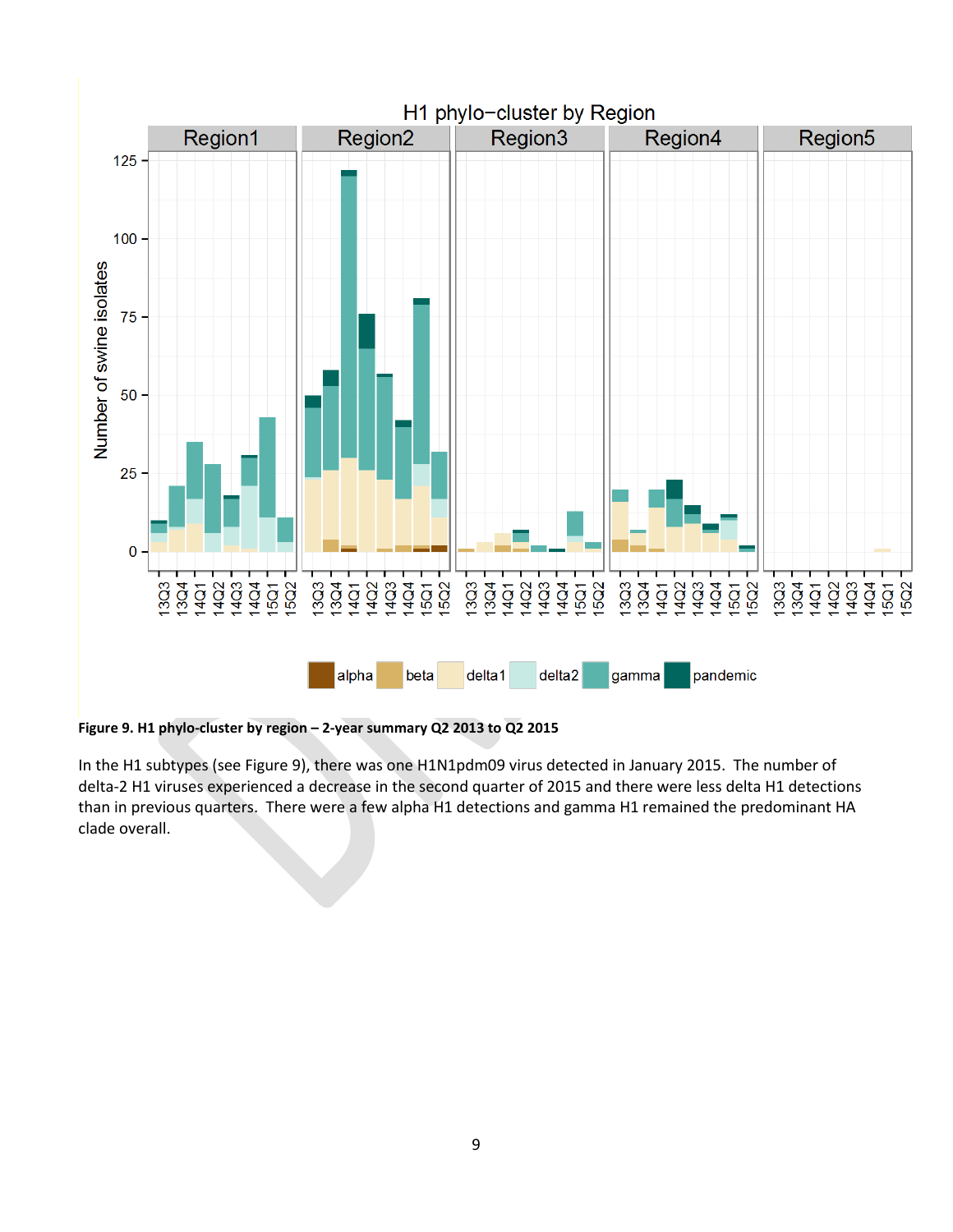**Figure 9. H1 phylo-cluster by region – 2-year summary Q2 2013 to Q2 2015**

In the H1 subtypes (see Figure 9), there was one H1N1pdm09 virus detected in January 2015. The number of delta-2 H1 viruses experienced a decrease in the second quarter of 2015 and there were less delta H1 detections than in previous quarters. There were a few alpha H1 detections and gamma H1 remained the predominant HA clade overall.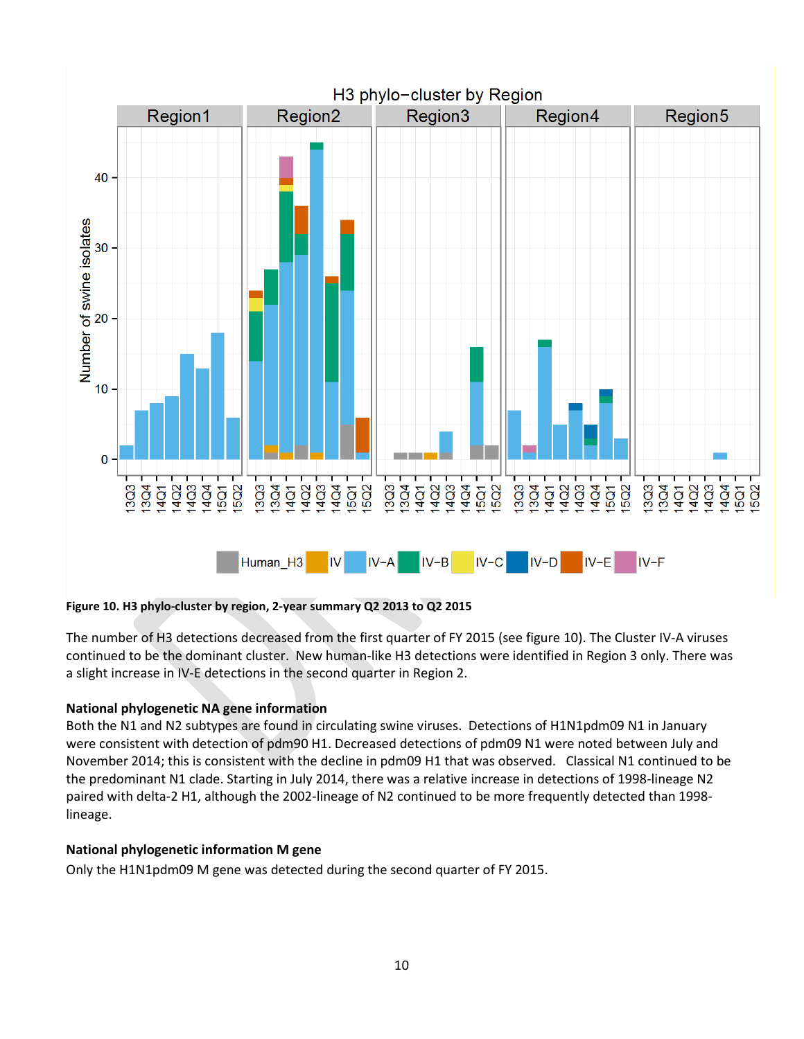**Figure 10. H3 phylo-cluster by region, 2-year summary Q2 2013 to Q2 2015**

The number of H3 detections decreased from the first quarter of FY 2015 (see figure 10). The Cluster IV-A viruses continued to be the dominant cluster. New human-like H3 detections were identified in Region 3 only. There was a slight increase in IV-E detections in the second quarter in Region 2.

### National phylogenetic NA gene information

Both the N1 and N2 subtypes are found in circulating swine viruses. Detections of H1N1pdm09 N1 in January were consistent with detection of pdm90 H1. Decreased detections of pdm09 N1 were noted between July and November 2014; this is consistent with the decline in pdm09 H1 that was observed. Classical N1 continued to be the predominant N1 clade. Starting in July 2014, there was a relative increase in detections of 1998-lineage N2 paired with delta-2 H1, although the 2002-lineage of N2 continued to be more frequently detected than 1998-lineage.

### National phylogenetic information M gene

Only the H1N1pdm09 M gene was detected during the second quarter of FY 2015.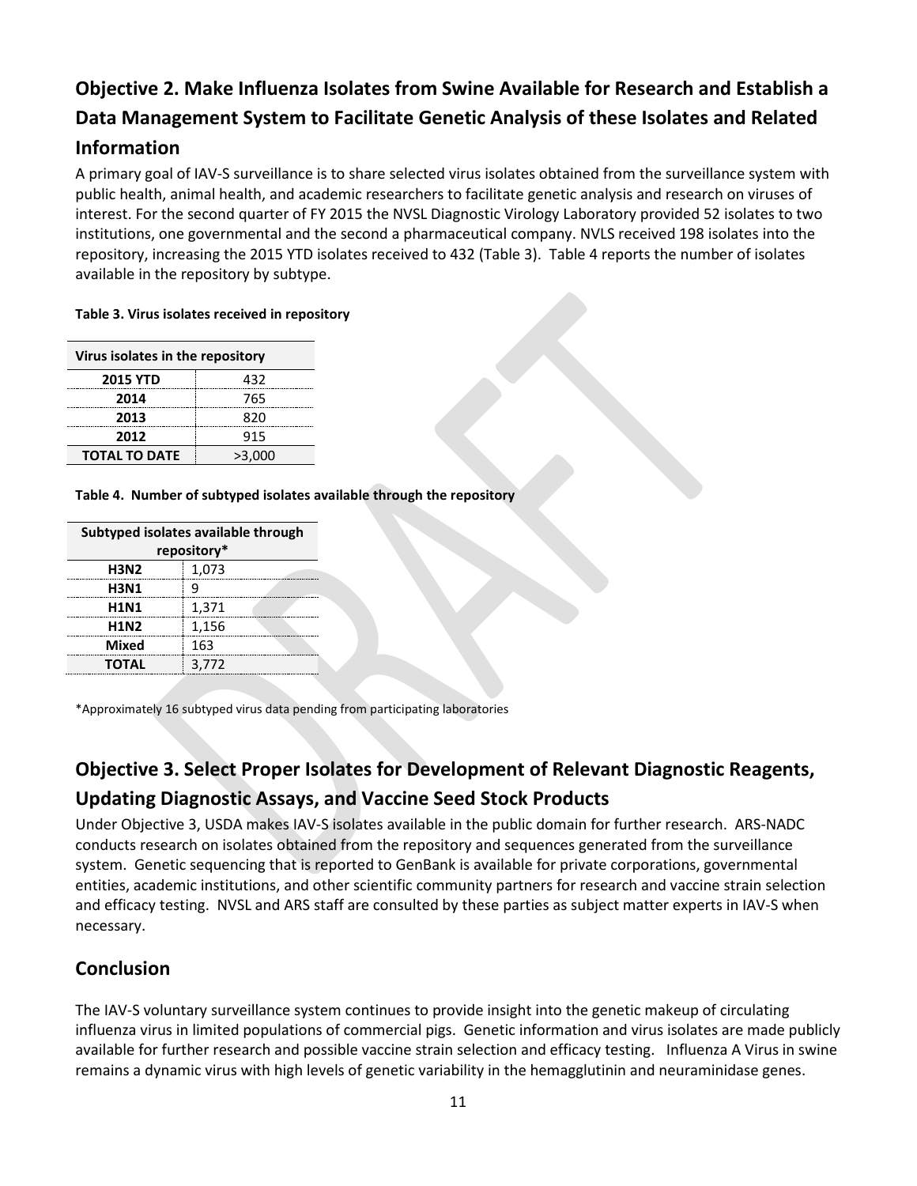## Objective 2. Make Influenza Isolates from Swine Available for Research and Establish a Data Management System to Facilitate Genetic Analysis of these Isolates and Related Information

A primary goal of IAV-S surveillance is to share selected virus isolates obtained from the surveillance system with public health, animal health, and academic researchers to facilitate genetic analysis and research on viruses of interest. For the second quarter of FY 2015 the NVSL Diagnostic Virology Laboratory provided 52 isolates to two institutions, one governmental and the second a pharmaceutical company. NVLS received 198 isolates into the repository, increasing the 2015 YTD isolates received to 432 (Table 3). Table 4 reports the number of isolates available in the repository by subtype.

**Table 3. Virus isolates received in repository**

| Virus isolates in the repository | |
|---|---|
| **2015 YTD** | 432 |
| **2014** | 765 |
| **2013** | 820 |
| **2012** | 915 |
| **TOTAL TO DATE** | >3,000 |

**Table 4. Number of subtyped isolates available through the repository**

| Subtyped isolates available through repository* | |
|---|---|
| **H3N2** | 1,073 |
| **H3N1** | 9 |
| **H1N1** | 1,371 |
| **H1N2** | 1,156 |
| **Mixed** | 163 |
| **TOTAL** | 3,772 |

*Approximately 16 subtyped virus data pending from participating laboratories

## Objective 3. Select Proper Isolates for Development of Relevant Diagnostic Reagents, Updating Diagnostic Assays, and Vaccine Seed Stock Products

Under Objective 3, USDA makes IAV-S isolates available in the public domain for further research. ARS-NADC conducts research on isolates obtained from the repository and sequences generated from the surveillance system. Genetic sequencing that is reported to GenBank is available for private corporations, governmental entities, academic institutions, and other scientific community partners for research and vaccine strain selection and efficacy testing. NVSL and ARS staff are consulted by these parties as subject matter experts in IAV-S when necessary.

## Conclusion

The IAV-S voluntary surveillance system continues to provide insight into the genetic makeup of circulating influenza virus in limited populations of commercial pigs. Genetic information and virus isolates are made publicly available for further research and possible vaccine strain selection and efficacy testing. Influenza A Virus in swine remains a dynamic virus with high levels of genetic variability in the hemagglutinin and neuraminidase genes.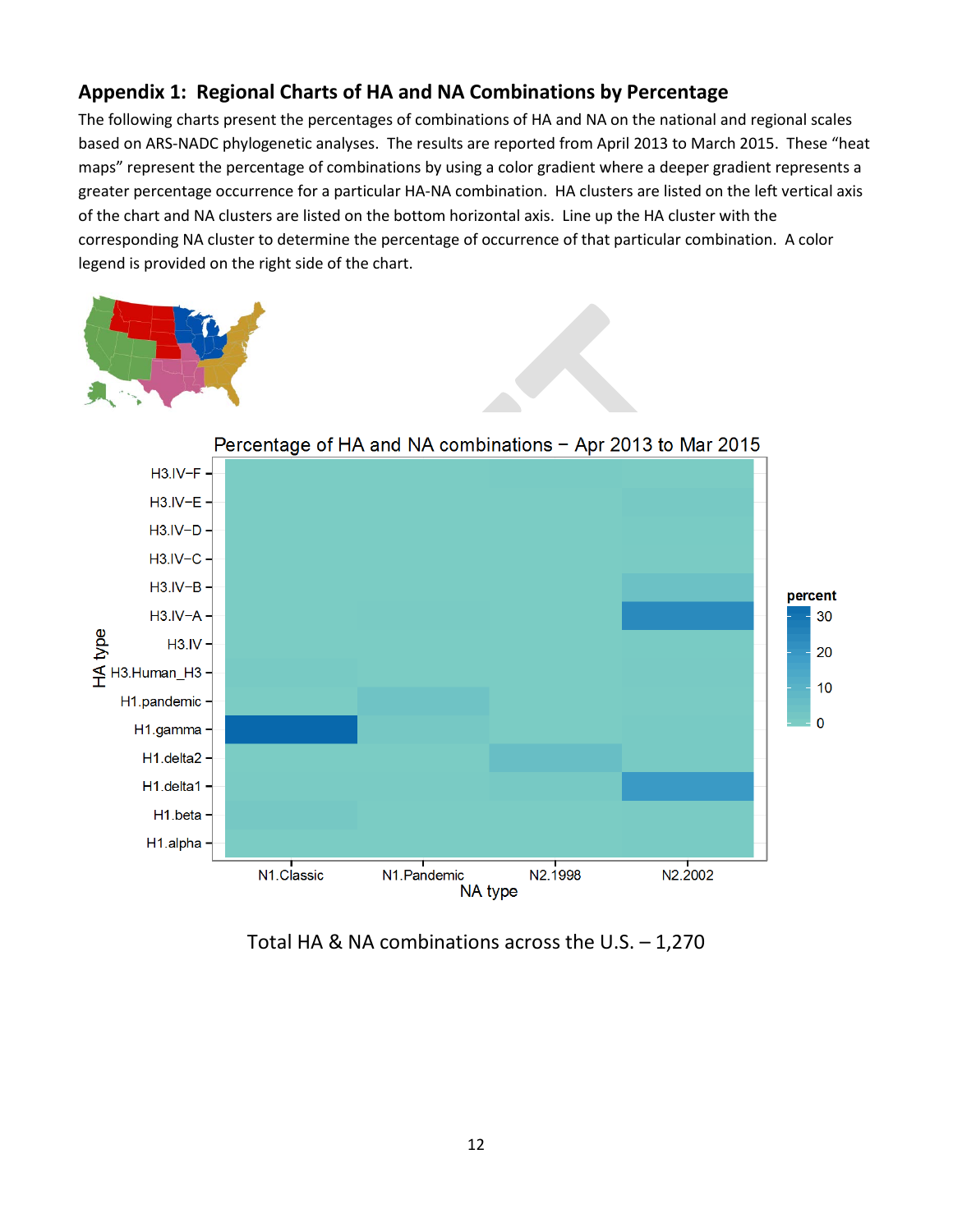## Appendix 1: Regional Charts of HA and NA Combinations by Percentage

The following charts present the percentages of combinations of HA and NA on the national and regional scales based on ARS-NADC phylogenetic analyses. The results are reported from April 2013 to March 2015. These "heat maps" represent the percentage of combinations by using a color gradient where a deeper gradient represents a greater percentage occurrence for a particular HA-NA combination. HA clusters are listed on the left vertical axis of the chart and NA clusters are listed on the bottom horizontal axis. Line up the HA cluster with the corresponding NA cluster to determine the percentage of occurrence of that particular combination. A color legend is provided on the right side of the chart.

Percentage of HA and NA combinations – Apr 2013 to Mar 2015

Total HA & NA combinations across the U.S. – 1,270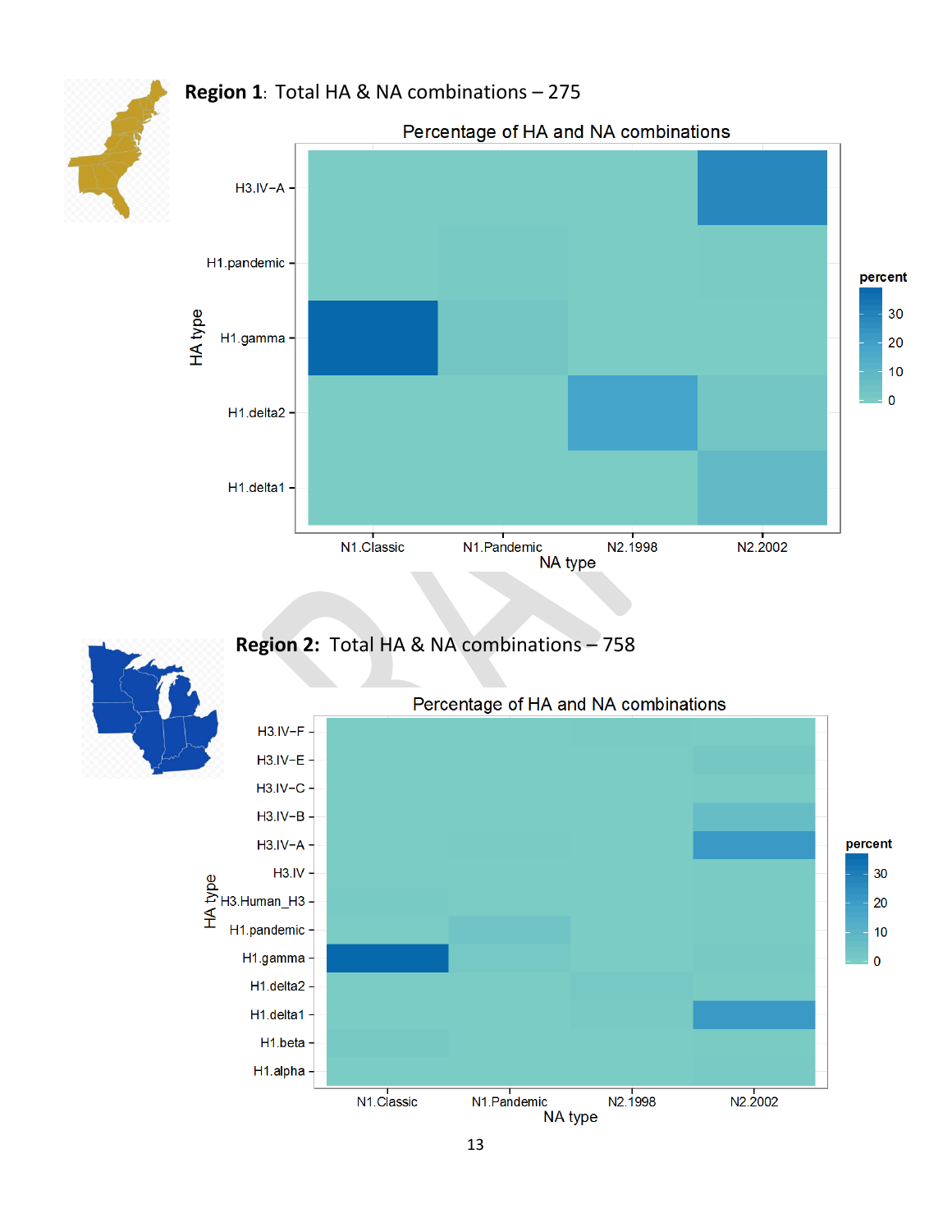**Region 1**: Total HA & NA combinations – 275

Percentage of HA and NA combinations

HA type: H3.IV-A, H1.pandemic, H1.gamma, H1.delta2, H1.delta1

NA type: N1.Classic, N1.Pandemic, N2.1998, N2.2002

percent: 30, 20, 10, 0

**Region 2:** Total HA & NA combinations – 758

Percentage of HA and NA combinations

HA type: H3.IV-F, H3.IV-E, H3.IV-C, H3.IV-B, H3.IV-A, H3.IV, H3.Human_H3, H1.pandemic, H1.gamma, H1.delta2, H1.delta1, H1.beta, H1.alpha

NA type: N1.Classic, N1.Pandemic, N2.1998, N2.2002

percent: 30, 20, 10, 0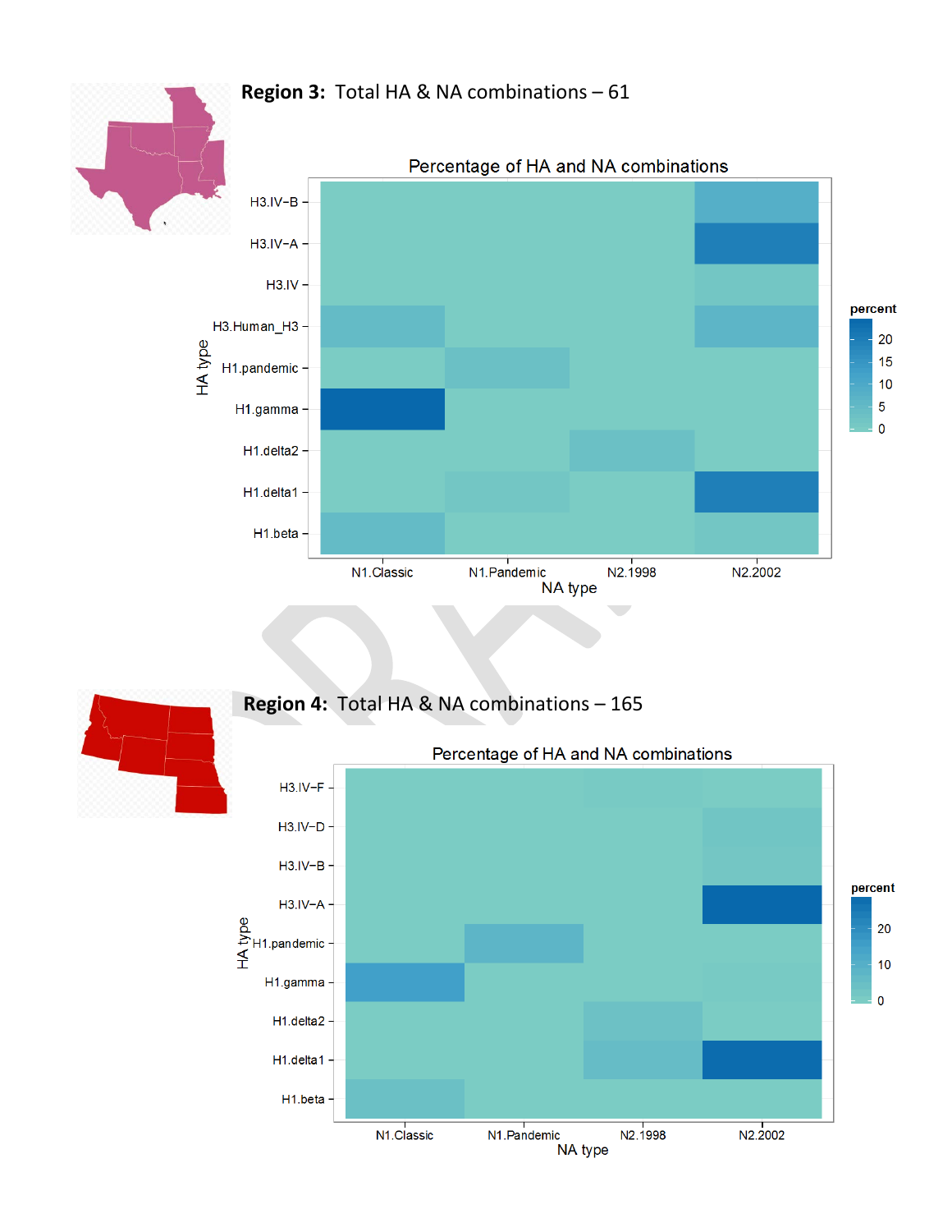**Region 3:** Total HA & NA combinations – 61

**Region 4:** Total HA & NA combinations – 165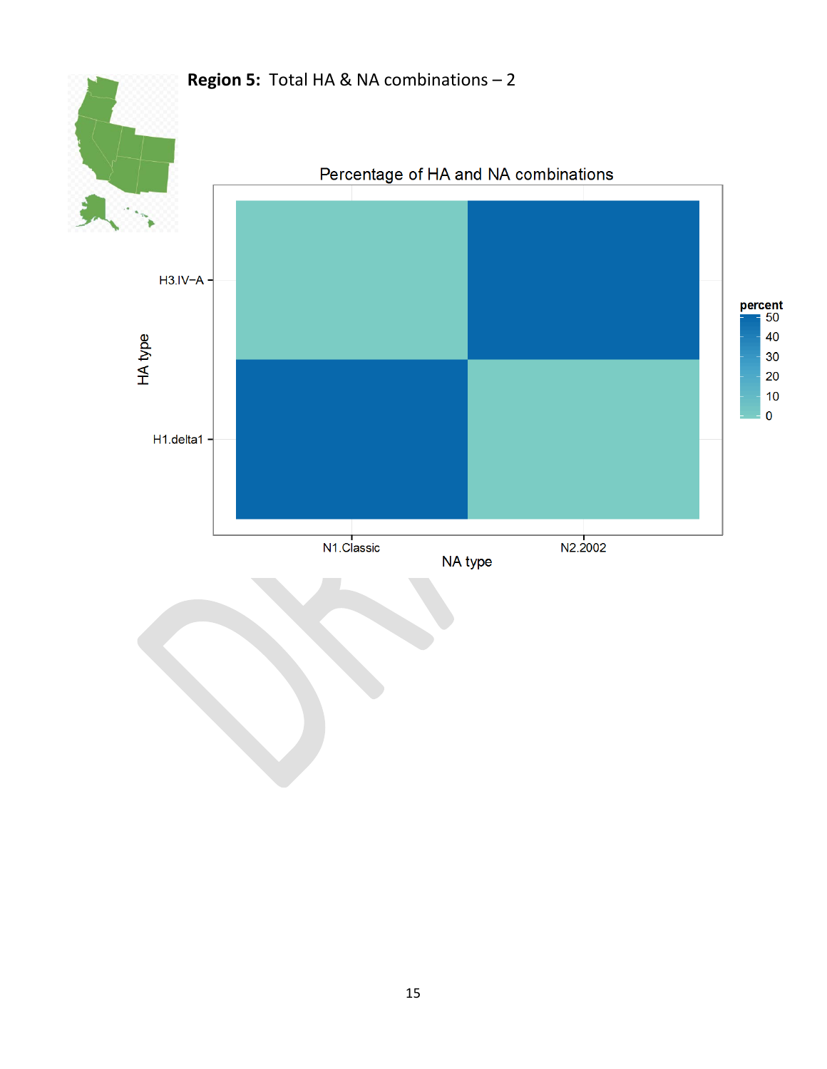**Region 5:** Total HA & NA combinations – 2

Percentage of HA and NA combinations

HA type

H3.IV−A

H1.delta1

NA type

N1.Classic

N2.2002

percent

50

40

30

20

10

0